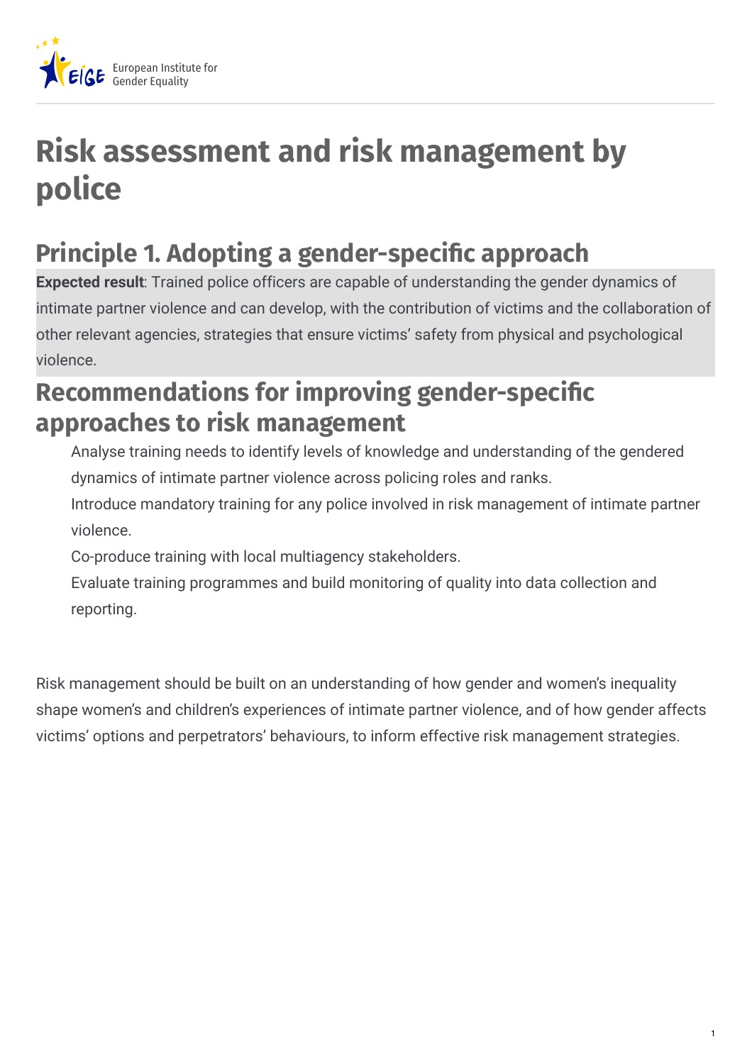# Risk assessment and risk management by police

## Principle 1. Adopting a gender-specific approach

**Expected result**: Trained police officers are capable of understanding the gender dynamics of intimate partner violence and can develop, with the contribution of victims and the collaboration of other relevant agencies, strategies that ensure victims' safety from physical and psychological violence.

## Recommendations for improving gender-specific approaches to risk management

- Analyse training needs to identify levels of knowledge and understanding of the gendered dynamics of intimate partner violence across policing roles and ranks.
- Introduce mandatory training for any police involved in risk management of intimate partner violence.
- Co-produce training with local multiagency stakeholders.
- Evaluate training programmes and build monitoring of quality into data collection and reporting.

Risk management should be built on an understanding of how gender and women's inequality shape women's and children's experiences of intimate partner violence, and of how gender affects victims' options and perpetrators' behaviours, to inform effective risk management strategies.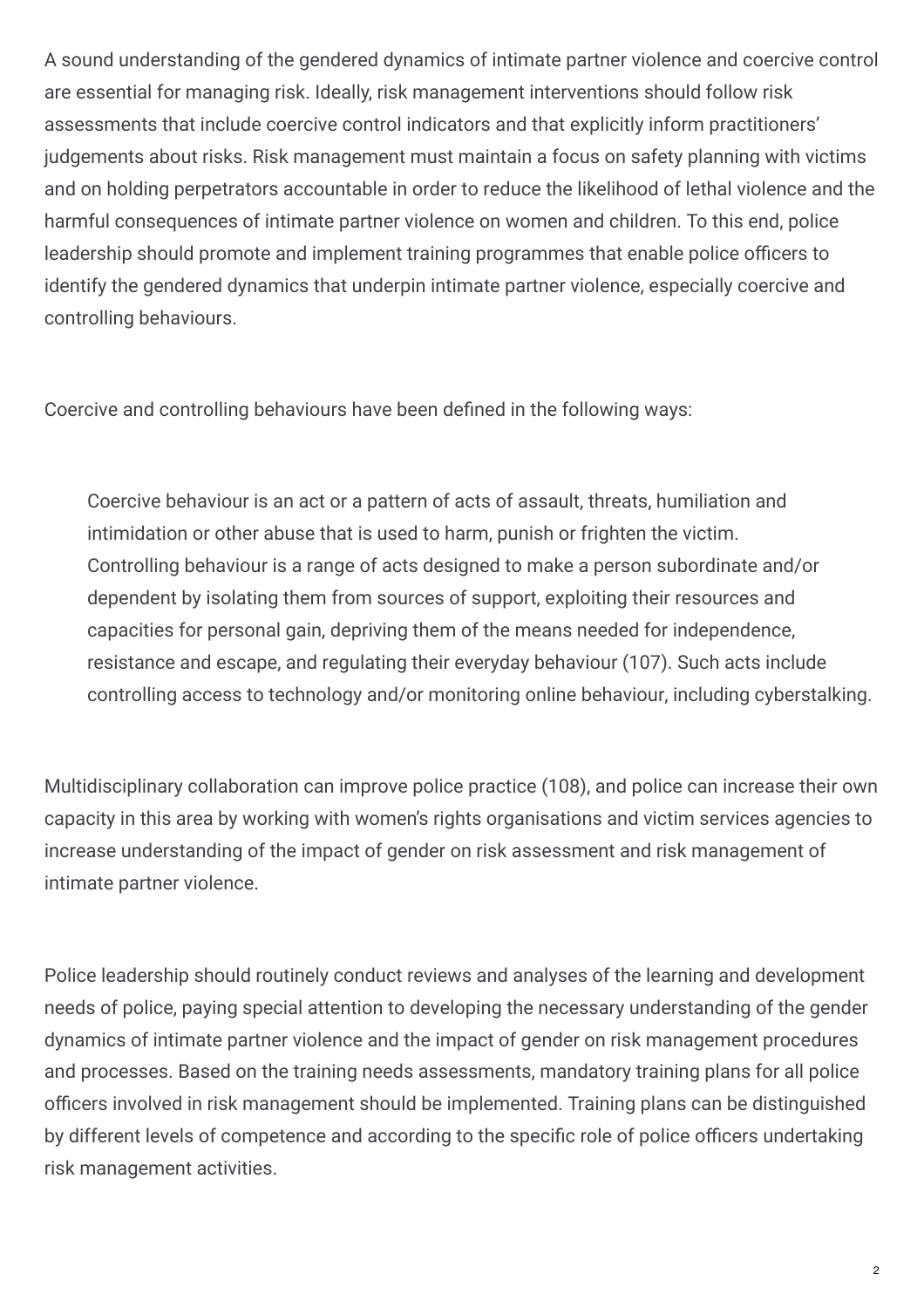A sound understanding of the gendered dynamics of intimate partner violence and coercive control are essential for managing risk. Ideally, risk management interventions should follow risk assessments that include coercive control indicators and that explicitly inform practitioners' judgements about risks. Risk management must maintain a focus on safety planning with victims and on holding perpetrators accountable in order to reduce the likelihood of lethal violence and the harmful consequences of intimate partner violence on women and children. To this end, police leadership should promote and implement training programmes that enable police officers to identify the gendered dynamics that underpin intimate partner violence, especially coercive and controlling behaviours.

Coercive and controlling behaviours have been defined in the following ways:

> Coercive behaviour is an act or a pattern of acts of assault, threats, humiliation and intimidation or other abuse that is used to harm, punish or frighten the victim. Controlling behaviour is a range of acts designed to make a person subordinate and/or dependent by isolating them from sources of support, exploiting their resources and capacities for personal gain, depriving them of the means needed for independence, resistance and escape, and regulating their everyday behaviour (107). Such acts include controlling access to technology and/or monitoring online behaviour, including cyberstalking.

Multidisciplinary collaboration can improve police practice (108), and police can increase their own capacity in this area by working with women's rights organisations and victim services agencies to increase understanding of the impact of gender on risk assessment and risk management of intimate partner violence.

Police leadership should routinely conduct reviews and analyses of the learning and development needs of police, paying special attention to developing the necessary understanding of the gender dynamics of intimate partner violence and the impact of gender on risk management procedures and processes. Based on the training needs assessments, mandatory training plans for all police officers involved in risk management should be implemented. Training plans can be distinguished by different levels of competence and according to the specific role of police officers undertaking risk management activities.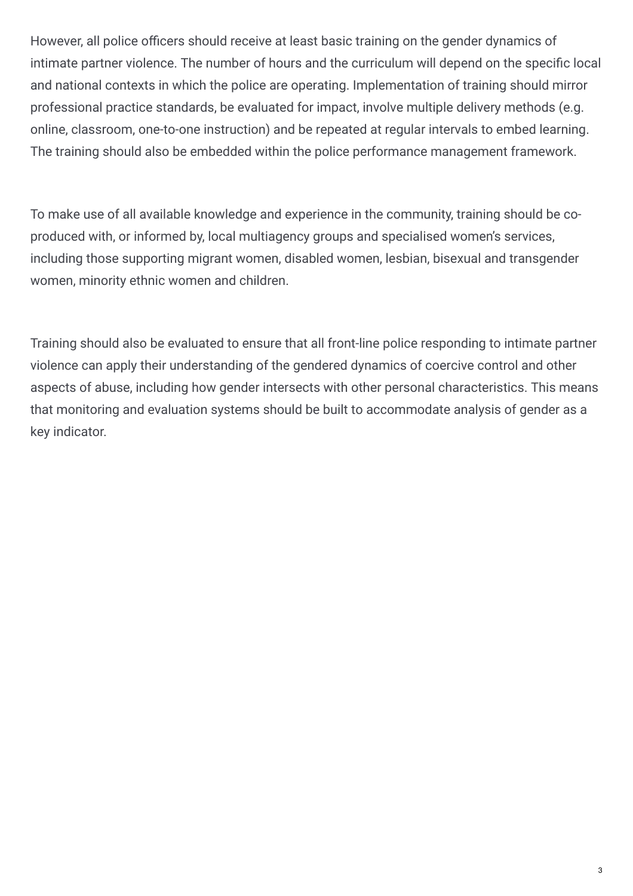However, all police officers should receive at least basic training on the gender dynamics of intimate partner violence. The number of hours and the curriculum will depend on the specific local and national contexts in which the police are operating. Implementation of training should mirror professional practice standards, be evaluated for impact, involve multiple delivery methods (e.g. online, classroom, one-to-one instruction) and be repeated at regular intervals to embed learning. The training should also be embedded within the police performance management framework.

To make use of all available knowledge and experience in the community, training should be co-produced with, or informed by, local multiagency groups and specialised women's services, including those supporting migrant women, disabled women, lesbian, bisexual and transgender women, minority ethnic women and children.

Training should also be evaluated to ensure that all front-line police responding to intimate partner violence can apply their understanding of the gendered dynamics of coercive control and other aspects of abuse, including how gender intersects with other personal characteristics. This means that monitoring and evaluation systems should be built to accommodate analysis of gender as a key indicator.